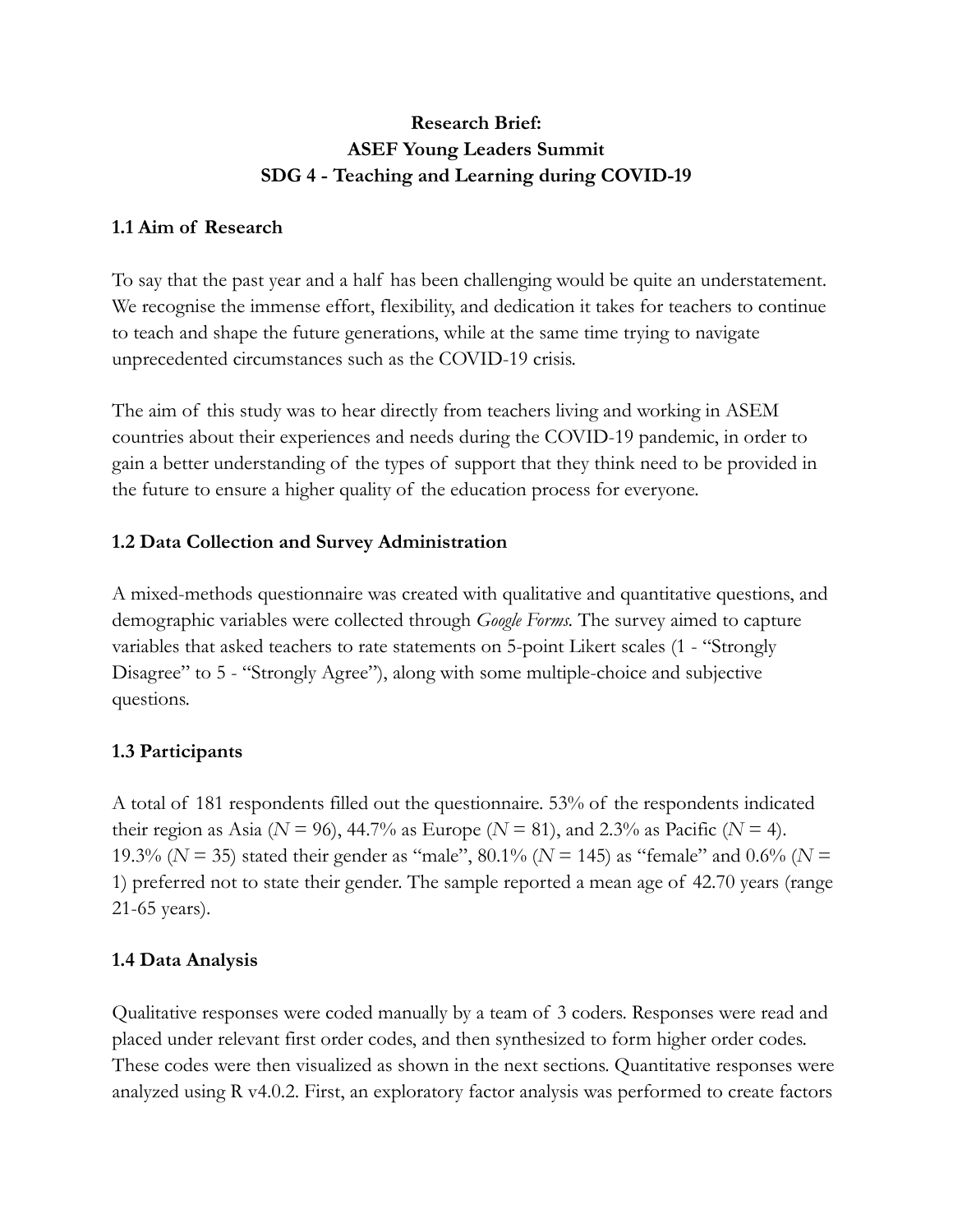# Research Brief:
# ASEF Young Leaders Summit
# SDG 4 - Teaching and Learning during COVID-19

## 1.1 Aim of Research

To say that the past year and a half has been challenging would be quite an understatement. We recognise the immense effort, flexibility, and dedication it takes for teachers to continue to teach and shape the future generations, while at the same time trying to navigate unprecedented circumstances such as the COVID-19 crisis.

The aim of this study was to hear directly from teachers living and working in ASEM countries about their experiences and needs during the COVID-19 pandemic, in order to gain a better understanding of the types of support that they think need to be provided in the future to ensure a higher quality of the education process for everyone.

## 1.2 Data Collection and Survey Administration

A mixed-methods questionnaire was created with qualitative and quantitative questions, and demographic variables were collected through *Google Forms*. The survey aimed to capture variables that asked teachers to rate statements on 5-point Likert scales (1 - "Strongly Disagree" to 5 - "Strongly Agree"), along with some multiple-choice and subjective questions.

## 1.3 Participants

A total of 181 respondents filled out the questionnaire. 53% of the respondents indicated their region as Asia ($N = 96$), 44.7% as Europe ($N = 81$), and 2.3% as Pacific ($N = 4$). 19.3% ($N = 35$) stated their gender as "male", 80.1% ($N = 145$) as "female" and 0.6% ($N = 1$) preferred not to state their gender. The sample reported a mean age of 42.70 years (range 21-65 years).

## 1.4 Data Analysis

Qualitative responses were coded manually by a team of 3 coders. Responses were read and placed under relevant first order codes, and then synthesized to form higher order codes. These codes were then visualized as shown in the next sections. Quantitative responses were analyzed using R v4.0.2. First, an exploratory factor analysis was performed to create factors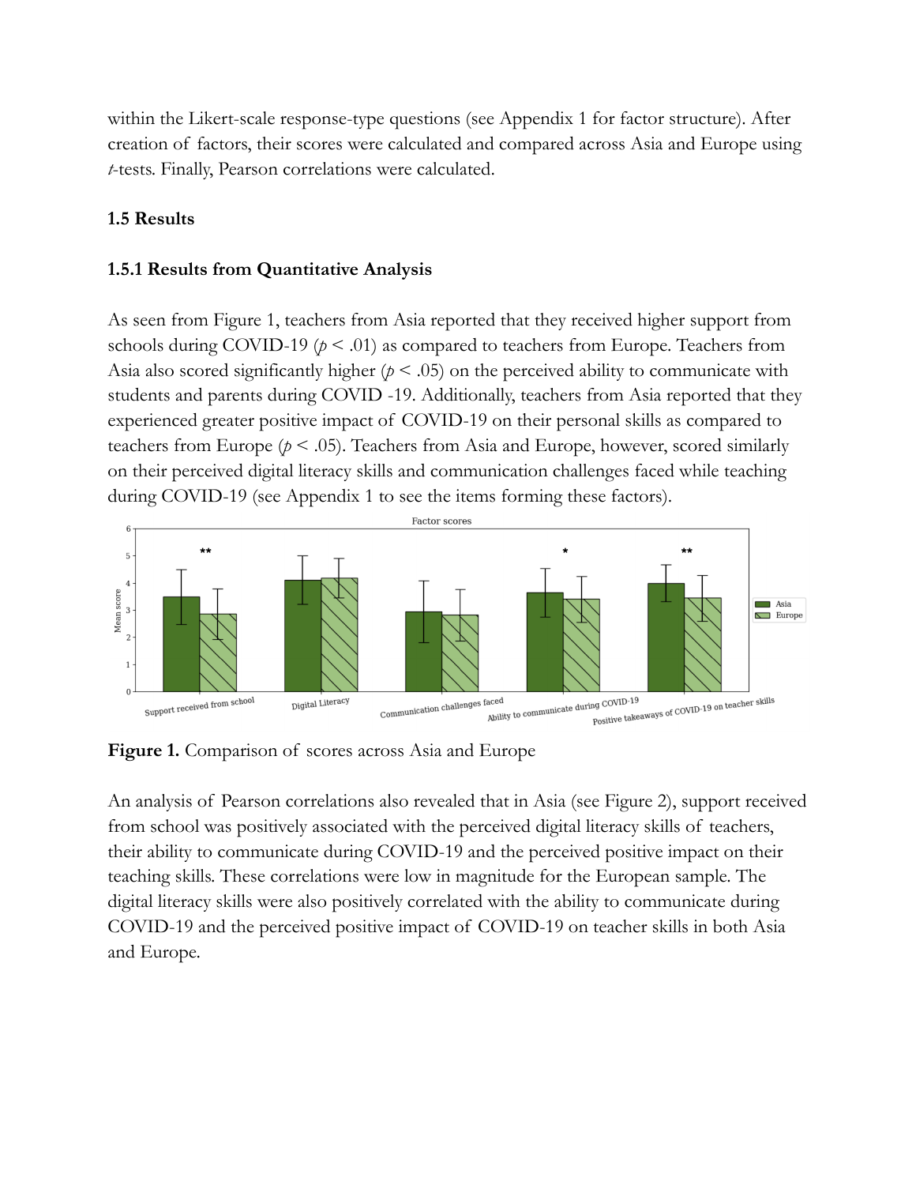within the Likert-scale response-type questions (see Appendix 1 for factor structure). After creation of factors, their scores were calculated and compared across Asia and Europe using *t*-tests. Finally, Pearson correlations were calculated.

### 1.5 Results

### 1.5.1 Results from Quantitative Analysis

As seen from Figure 1, teachers from Asia reported that they received higher support from schools during COVID-19 ($p < .01$) as compared to teachers from Europe. Teachers from Asia also scored significantly higher ($p < .05$) on the perceived ability to communicate with students and parents during COVID -19. Additionally, teachers from Asia reported that they experienced greater positive impact of COVID-19 on their personal skills as compared to teachers from Europe ($p < .05$). Teachers from Asia and Europe, however, scored similarly on their perceived digital literacy skills and communication challenges faced while teaching during COVID-19 (see Appendix 1 to see the items forming these factors).

**Figure 1.** Comparison of scores across Asia and Europe

An analysis of Pearson correlations also revealed that in Asia (see Figure 2), support received from school was positively associated with the perceived digital literacy skills of teachers, their ability to communicate during COVID-19 and the perceived positive impact on their teaching skills. These correlations were low in magnitude for the European sample. The digital literacy skills were also positively correlated with the ability to communicate during COVID-19 and the perceived positive impact of COVID-19 on teacher skills in both Asia and Europe.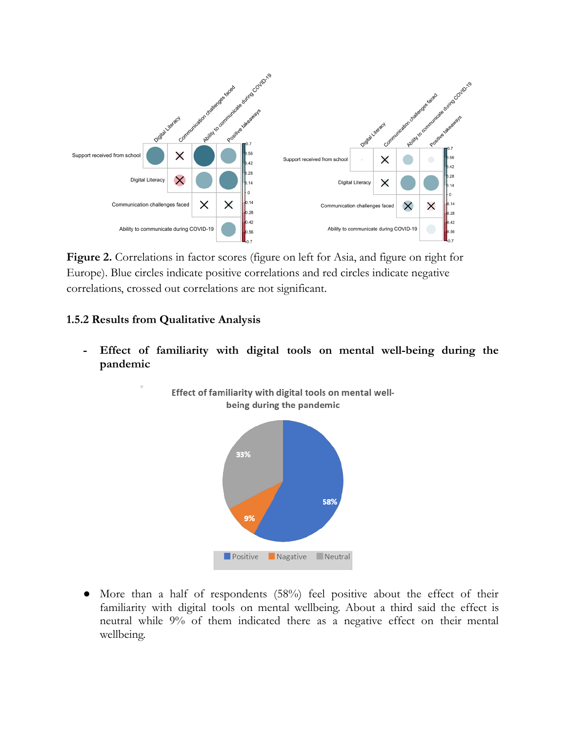**Figure 2.** Correlations in factor scores (figure on left for Asia, and figure on right for Europe). Blue circles indicate positive correlations and red circles indicate negative correlations, crossed out correlations are not significant.

### 1.5.2 Results from Qualitative Analysis

- **Effect of familiarity with digital tools on mental well-being during the pandemic**

Effect of familiarity with digital tools on mental well-being during the pandemic

- More than a half of respondents (58%) feel positive about the effect of their familiarity with digital tools on mental wellbeing. About a third said the effect is neutral while 9% of them indicated there as a negative effect on their mental wellbeing.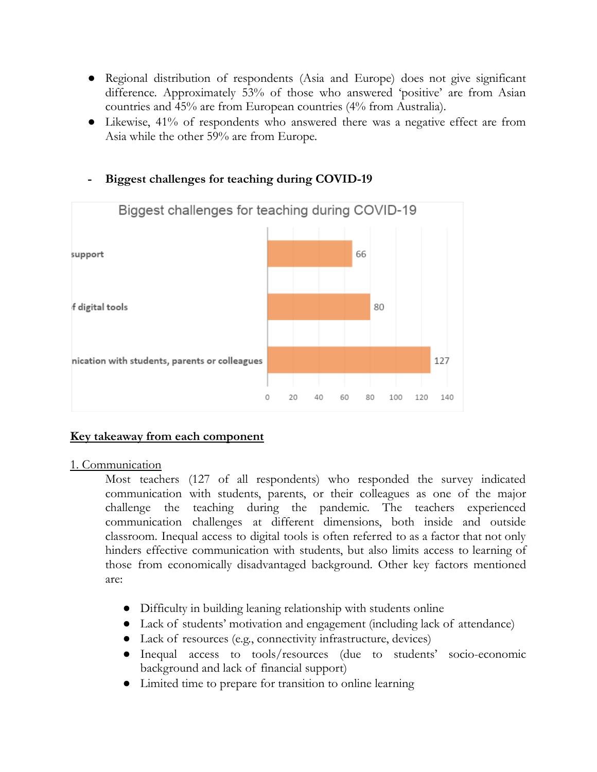- Regional distribution of respondents (Asia and Europe) does not give significant difference. Approximately 53% of those who answered 'positive' are from Asian countries and 45% are from European countries (4% from Australia).
- Likewise, 41% of respondents who answered there was a negative effect are from Asia while the other 59% are from Europe.

- **Biggest challenges for teaching during COVID-19**

## Key takeaway from each component

### 1. Communication

Most teachers (127 of all respondents) who responded the survey indicated communication with students, parents, or their colleagues as one of the major challenge the teaching during the pandemic. The teachers experienced communication challenges at different dimensions, both inside and outside classroom. Inequal access to digital tools is often referred to as a factor that not only hinders effective communication with students, but also limits access to learning of those from economically disadvantaged background. Other key factors mentioned are:

- Difficulty in building leaning relationship with students online
- Lack of students' motivation and engagement (including lack of attendance)
- Lack of resources (e.g., connectivity infrastructure, devices)
- Inequal access to tools/resources (due to students' socio-economic background and lack of financial support)
- Limited time to prepare for transition to online learning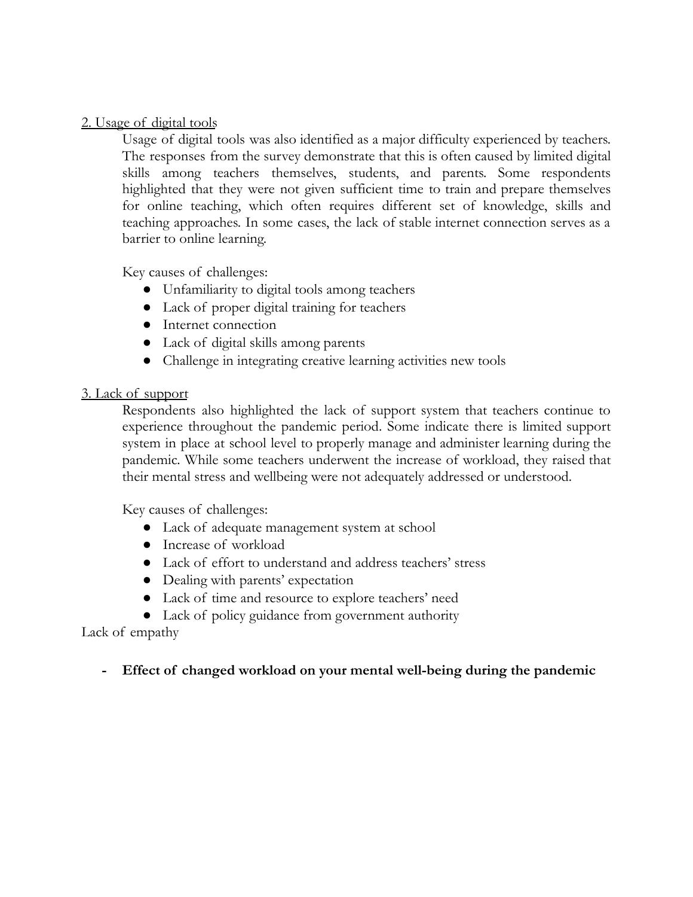<u>2. Usage of digital tools</u>

Usage of digital tools was also identified as a major difficulty experienced by teachers. The responses from the survey demonstrate that this is often caused by limited digital skills among teachers themselves, students, and parents. Some respondents highlighted that they were not given sufficient time to train and prepare themselves for online teaching, which often requires different set of knowledge, skills and teaching approaches. In some cases, the lack of stable internet connection serves as a barrier to online learning.

Key causes of challenges:

- Unfamiliarity to digital tools among teachers
- Lack of proper digital training for teachers
- Internet connection
- Lack of digital skills among parents
- Challenge in integrating creative learning activities new tools

<u>3. Lack of support</u>

Respondents also highlighted the lack of support system that teachers continue to experience throughout the pandemic period. Some indicate there is limited support system in place at school level to properly manage and administer learning during the pandemic. While some teachers underwent the increase of workload, they raised that their mental stress and wellbeing were not adequately addressed or understood.

Key causes of challenges:

- Lack of adequate management system at school
- Increase of workload
- Lack of effort to understand and address teachers' stress
- Dealing with parents' expectation
- Lack of time and resource to explore teachers' need
- Lack of policy guidance from government authority

Lack of empathy

- **Effect of changed workload on your mental well-being during the pandemic**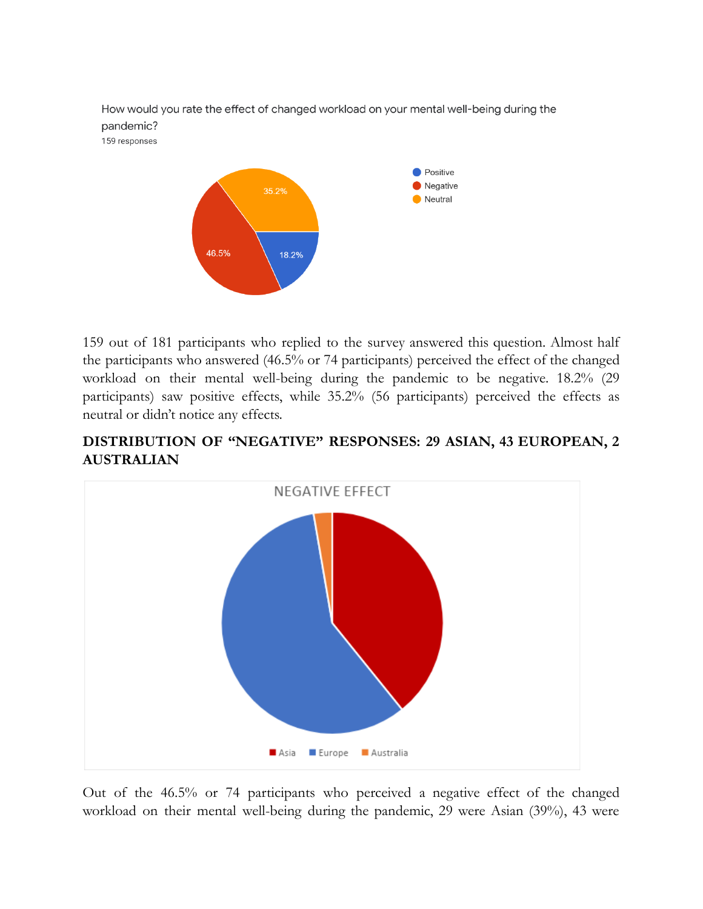How would you rate the effect of changed workload on your mental well-being during the pandemic?

159 responses

159 out of 181 participants who replied to the survey answered this question. Almost half the participants who answered (46.5% or 74 participants) perceived the effect of the changed workload on their mental well-being during the pandemic to be negative. 18.2% (29 participants) saw positive effects, while 35.2% (56 participants) perceived the effects as neutral or didn't notice any effects.

**DISTRIBUTION OF "NEGATIVE" RESPONSES: 29 ASIAN, 43 EUROPEAN, 2 AUSTRALIAN**

Out of the 46.5% or 74 participants who perceived a negative effect of the changed workload on their mental well-being during the pandemic, 29 were Asian (39%), 43 were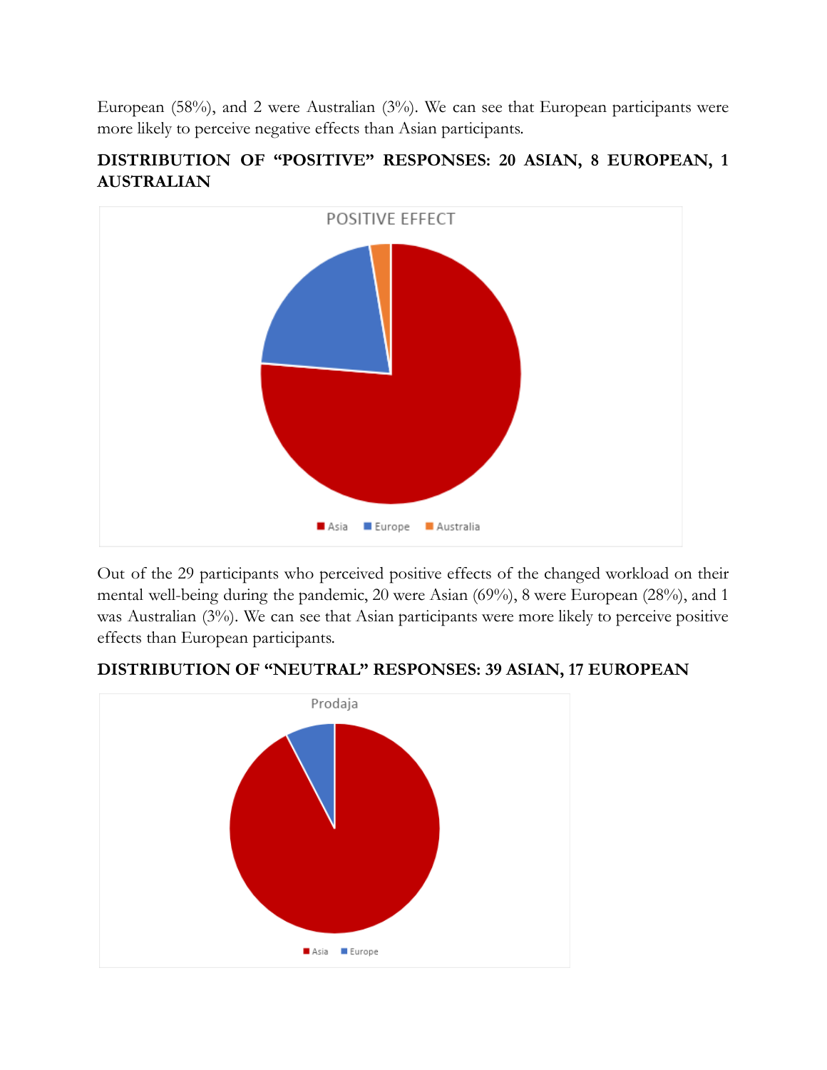European (58%), and 2 were Australian (3%). We can see that European participants were more likely to perceive negative effects than Asian participants.

**DISTRIBUTION OF "POSITIVE" RESPONSES: 20 ASIAN, 8 EUROPEAN, 1 AUSTRALIAN**

Out of the 29 participants who perceived positive effects of the changed workload on their mental well-being during the pandemic, 20 were Asian (69%), 8 were European (28%), and 1 was Australian (3%). We can see that Asian participants were more likely to perceive positive effects than European participants.

**DISTRIBUTION OF "NEUTRAL" RESPONSES: 39 ASIAN, 17 EUROPEAN**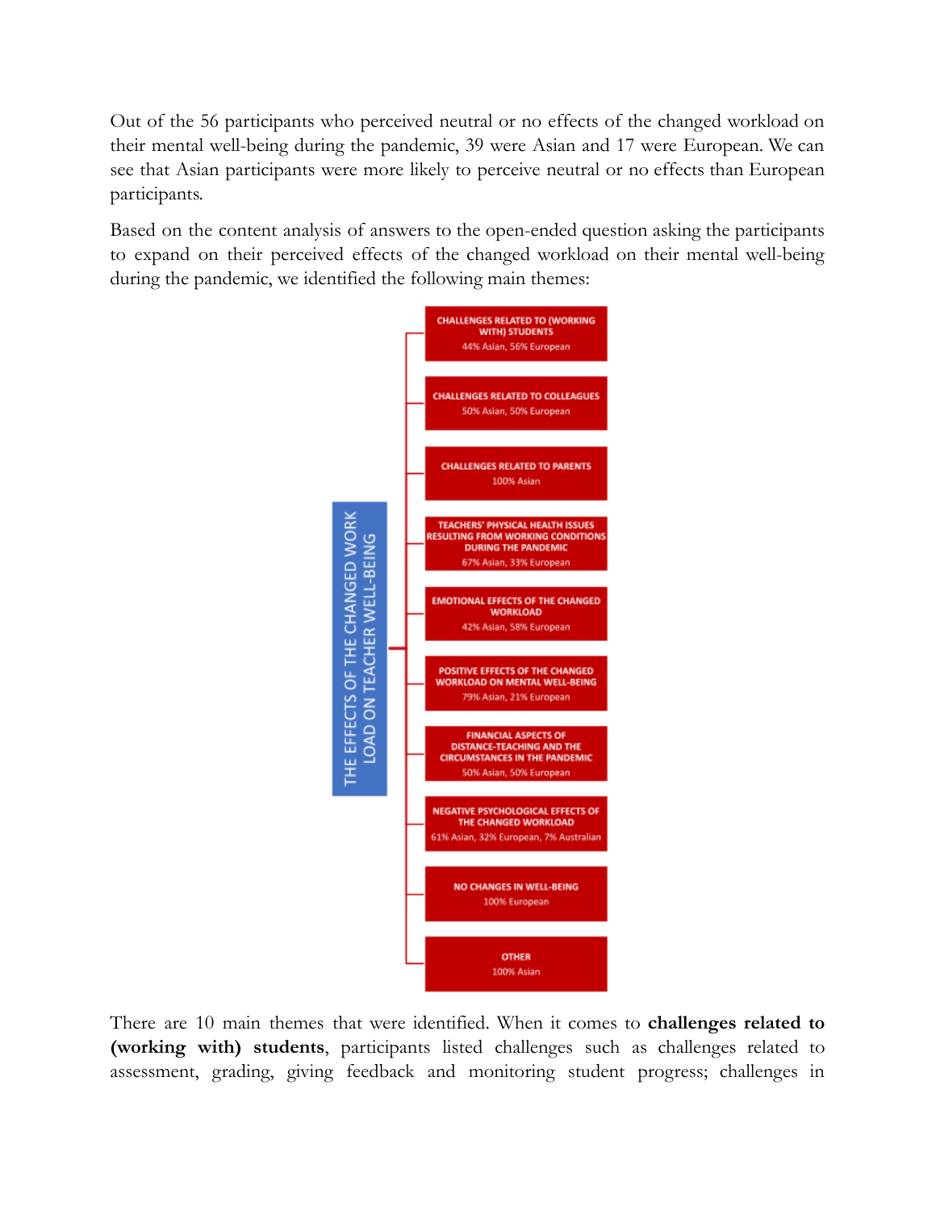Out of the 56 participants who perceived neutral or no effects of the changed workload on their mental well-being during the pandemic, 39 were Asian and 17 were European. We can see that Asian participants were more likely to perceive neutral or no effects than European participants.

Based on the content analysis of answers to the open-ended question asking the participants to expand on their perceived effects of the changed workload on their mental well-being during the pandemic, we identified the following main themes:

THE EFFECTS OF THE CHANGED WORK LOAD ON TEACHER WELL-BEING

- CHALLENGES RELATED TO (WORKING WITH) STUDENTS
  44% Asian, 56% European
- CHALLENGES RELATED TO COLLEAGUES
  50% Asian, 50% European
- CHALLENGES RELATED TO PARENTS
  100% Asian
- TEACHERS' PHYSICAL HEALTH ISSUES RESULTING FROM WORKING CONDITIONS DURING THE PANDEMIC
  67% Asian, 33% European
- EMOTIONAL EFFECTS OF THE CHANGED WORKLOAD
  42% Asian, 58% European
- POSITIVE EFFECTS OF THE CHANGED WORKLOAD ON MENTAL WELL-BEING
  79% Asian, 21% European
- FINANCIAL ASPECTS OF DISTANCE-TEACHING AND THE CIRCUMSTANCES IN THE PANDEMIC
  50% Asian, 50% European
- NEGATIVE PSYCHOLOGICAL EFFECTS OF THE CHANGED WORKLOAD
  61% Asian, 32% European, 7% Australian
- NO CHANGES IN WELL-BEING
  100% European
- OTHER
  100% Asian

There are 10 main themes that were identified. When it comes to **challenges related to (working with) students**, participants listed challenges such as challenges related to assessment, grading, giving feedback and monitoring student progress; challenges in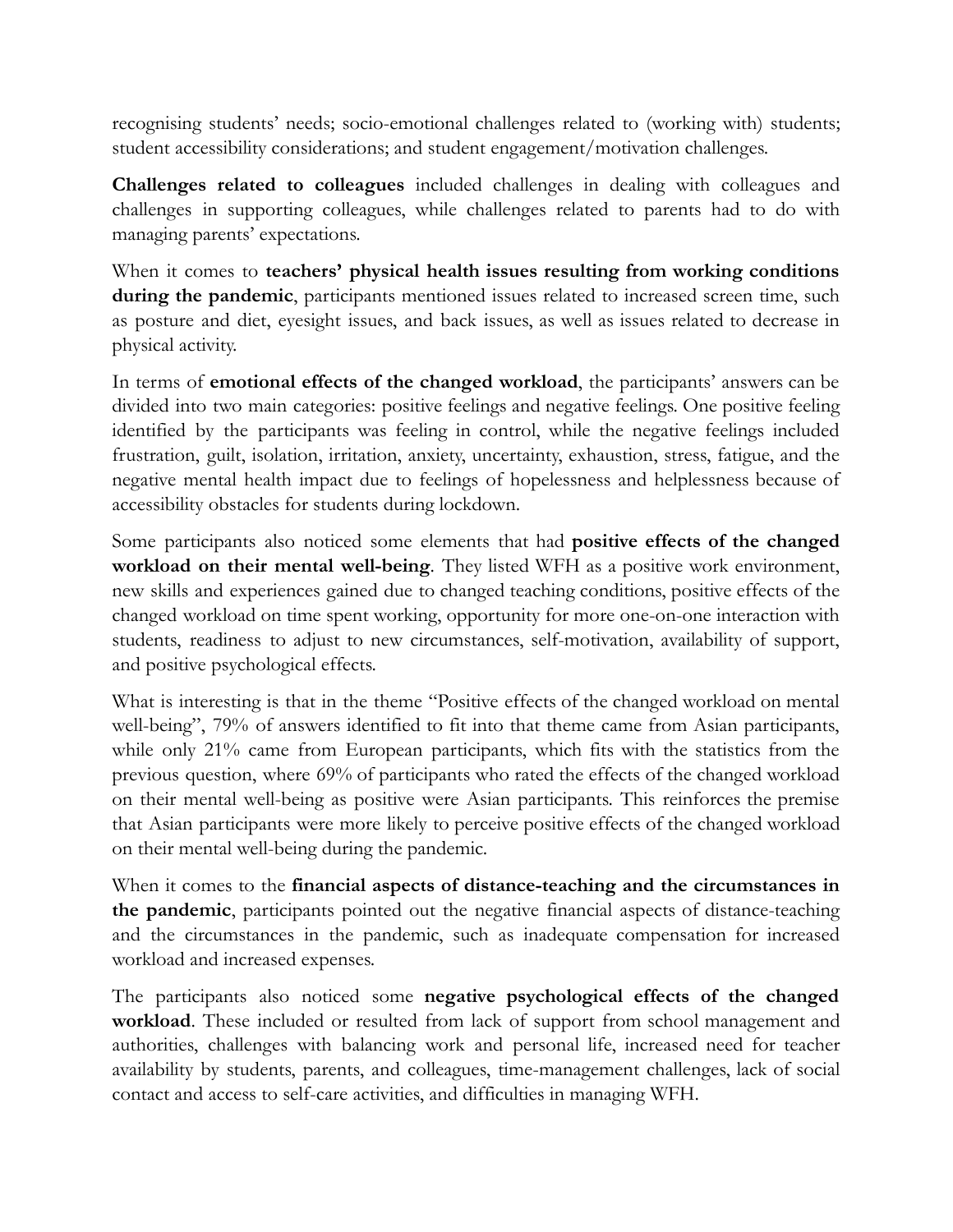recognising students' needs; socio-emotional challenges related to (working with) students; student accessibility considerations; and student engagement/motivation challenges.

**Challenges related to colleagues** included challenges in dealing with colleagues and challenges in supporting colleagues, while challenges related to parents had to do with managing parents' expectations.

When it comes to **teachers' physical health issues resulting from working conditions during the pandemic**, participants mentioned issues related to increased screen time, such as posture and diet, eyesight issues, and back issues, as well as issues related to decrease in physical activity.

In terms of **emotional effects of the changed workload**, the participants' answers can be divided into two main categories: positive feelings and negative feelings. One positive feeling identified by the participants was feeling in control, while the negative feelings included frustration, guilt, isolation, irritation, anxiety, uncertainty, exhaustion, stress, fatigue, and the negative mental health impact due to feelings of hopelessness and helplessness because of accessibility obstacles for students during lockdown.

Some participants also noticed some elements that had **positive effects of the changed workload on their mental well-being**. They listed WFH as a positive work environment, new skills and experiences gained due to changed teaching conditions, positive effects of the changed workload on time spent working, opportunity for more one-on-one interaction with students, readiness to adjust to new circumstances, self-motivation, availability of support, and positive psychological effects.

What is interesting is that in the theme "Positive effects of the changed workload on mental well-being", 79% of answers identified to fit into that theme came from Asian participants, while only 21% came from European participants, which fits with the statistics from the previous question, where 69% of participants who rated the effects of the changed workload on their mental well-being as positive were Asian participants. This reinforces the premise that Asian participants were more likely to perceive positive effects of the changed workload on their mental well-being during the pandemic.

When it comes to the **financial aspects of distance-teaching and the circumstances in the pandemic**, participants pointed out the negative financial aspects of distance-teaching and the circumstances in the pandemic, such as inadequate compensation for increased workload and increased expenses.

The participants also noticed some **negative psychological effects of the changed workload**. These included or resulted from lack of support from school management and authorities, challenges with balancing work and personal life, increased need for teacher availability by students, parents, and colleagues, time-management challenges, lack of social contact and access to self-care activities, and difficulties in managing WFH.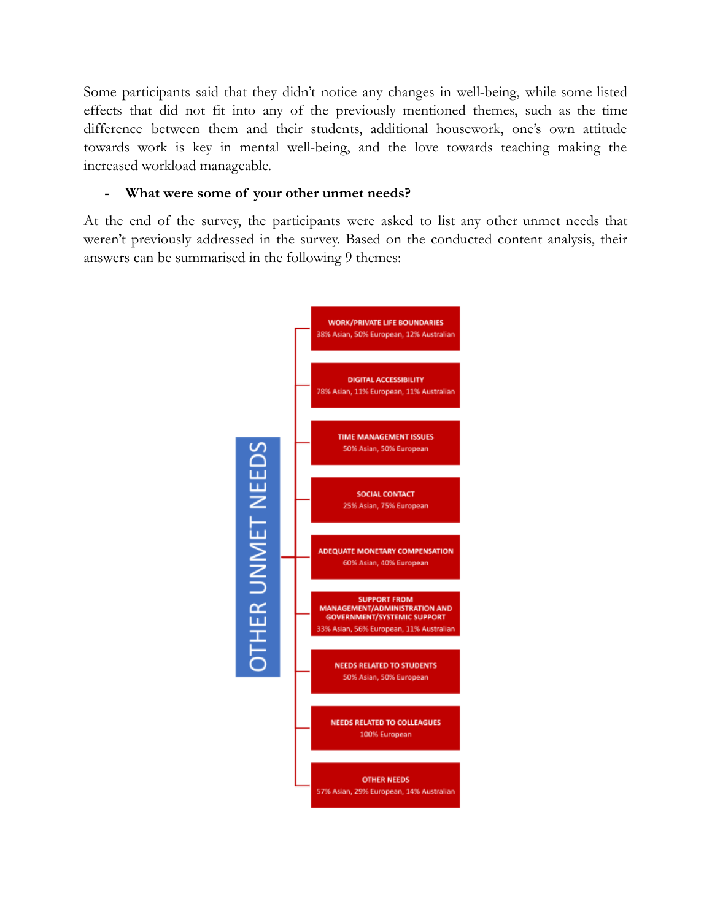Some participants said that they didn't notice any changes in well-being, while some listed effects that did not fit into any of the previously mentioned themes, such as the time difference between them and their students, additional housework, one's own attitude towards work is key in mental well-being, and the love towards teaching making the increased workload manageable.

- **What were some of your other unmet needs?**

At the end of the survey, the participants were asked to list any other unmet needs that weren't previously addressed in the survey. Based on the conducted content analysis, their answers can be summarised in the following 9 themes:

**OTHER UNMET NEEDS**

- **WORK/PRIVATE LIFE BOUNDARIES** – 38% Asian, 50% European, 12% Australian
- **DIGITAL ACCESSIBILITY** – 78% Asian, 11% European, 11% Australian
- **TIME MANAGEMENT ISSUES** – 50% Asian, 50% European
- **SOCIAL CONTACT** – 25% Asian, 75% European
- **ADEQUATE MONETARY COMPENSATION** – 60% Asian, 40% European
- **SUPPORT FROM MANAGEMENT/ADMINISTRATION AND GOVERNMENT/SYSTEMIC SUPPORT** – 33% Asian, 56% European, 11% Australian
- **NEEDS RELATED TO STUDENTS** – 50% Asian, 50% European
- **NEEDS RELATED TO COLLEAGUES** – 100% European
- **OTHER NEEDS** – 57% Asian, 29% European, 14% Australian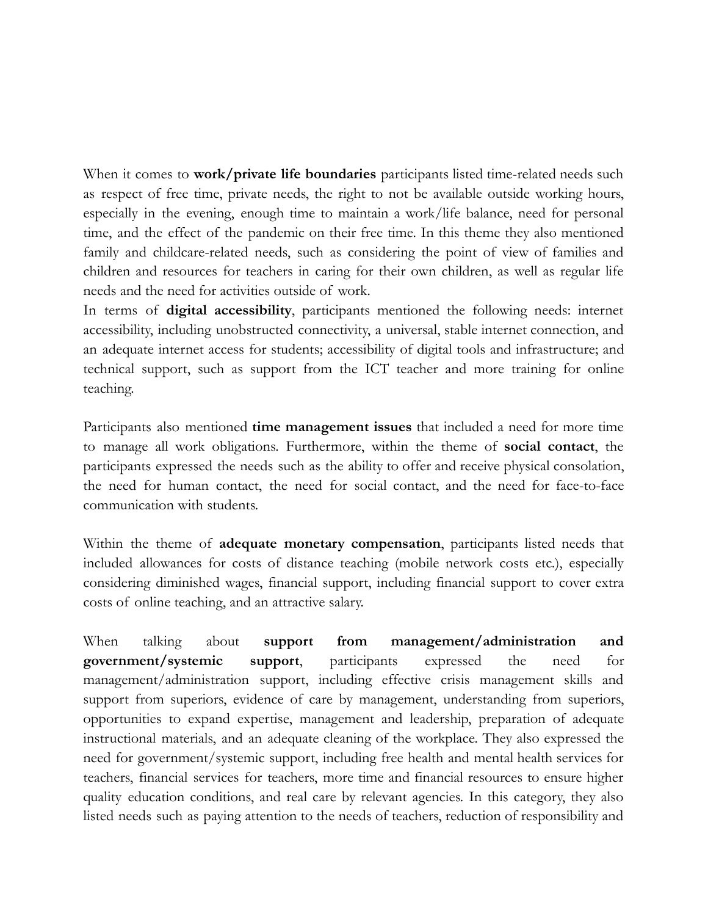When it comes to **work/private life boundaries** participants listed time-related needs such as respect of free time, private needs, the right to not be available outside working hours, especially in the evening, enough time to maintain a work/life balance, need for personal time, and the effect of the pandemic on their free time. In this theme they also mentioned family and childcare-related needs, such as considering the point of view of families and children and resources for teachers in caring for their own children, as well as regular life needs and the need for activities outside of work.
In terms of **digital accessibility**, participants mentioned the following needs: internet accessibility, including unobstructed connectivity, a universal, stable internet connection, and an adequate internet access for students; accessibility of digital tools and infrastructure; and technical support, such as support from the ICT teacher and more training for online teaching.

Participants also mentioned **time management issues** that included a need for more time to manage all work obligations. Furthermore, within the theme of **social contact**, the participants expressed the needs such as the ability to offer and receive physical consolation, the need for human contact, the need for social contact, and the need for face-to-face communication with students.

Within the theme of **adequate monetary compensation**, participants listed needs that included allowances for costs of distance teaching (mobile network costs etc.), especially considering diminished wages, financial support, including financial support to cover extra costs of online teaching, and an attractive salary.

When talking about **support from management/administration and government/systemic support**, participants expressed the need for management/administration support, including effective crisis management skills and support from superiors, evidence of care by management, understanding from superiors, opportunities to expand expertise, management and leadership, preparation of adequate instructional materials, and an adequate cleaning of the workplace. They also expressed the need for government/systemic support, including free health and mental health services for teachers, financial services for teachers, more time and financial resources to ensure higher quality education conditions, and real care by relevant agencies. In this category, they also listed needs such as paying attention to the needs of teachers, reduction of responsibility and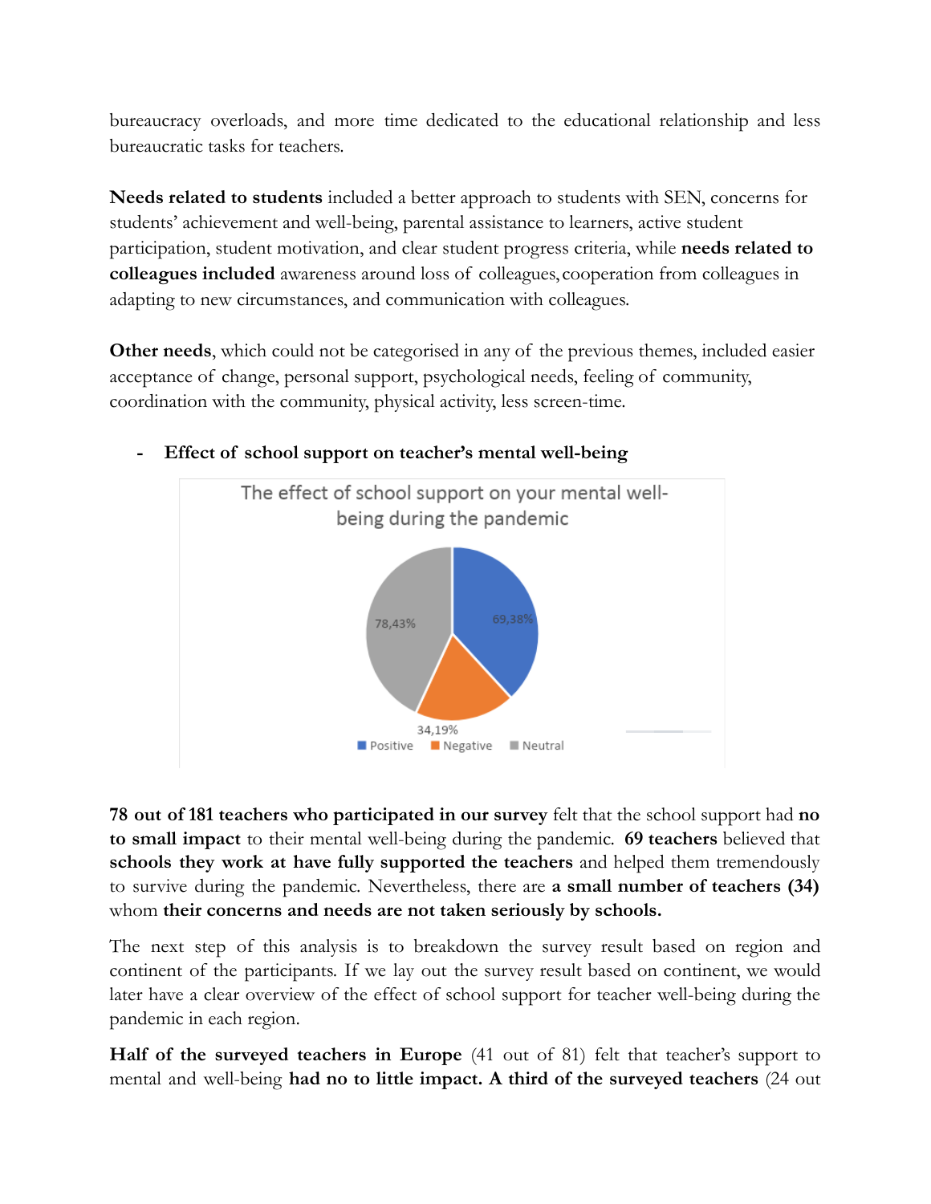bureaucracy overloads, and more time dedicated to the educational relationship and less bureaucratic tasks for teachers.

**Needs related to students** included a better approach to students with SEN, concerns for students' achievement and well-being, parental assistance to learners, active student participation, student motivation, and clear student progress criteria, while **needs related to colleagues included** awareness around loss of colleagues, cooperation from colleagues in adapting to new circumstances, and communication with colleagues.

**Other needs**, which could not be categorised in any of the previous themes, included easier acceptance of change, personal support, psychological needs, feeling of community, coordination with the community, physical activity, less screen-time.

- **Effect of school support on teacher's mental well-being**

The effect of school support on your mental well-being during the pandemic

78,43% · 69,38% · 34,19%

Positive · Negative · Neutral

**78 out of 181 teachers who participated in our survey** felt that the school support had **no to small impact** to their mental well-being during the pandemic. **69 teachers** believed that **schools they work at have fully supported the teachers** and helped them tremendously to survive during the pandemic. Nevertheless, there are **a small number of teachers (34)** whom **their concerns and needs are not taken seriously by schools.**

The next step of this analysis is to breakdown the survey result based on region and continent of the participants. If we lay out the survey result based on continent, we would later have a clear overview of the effect of school support for teacher well-being during the pandemic in each region.

**Half of the surveyed teachers in Europe** (41 out of 81) felt that teacher's support to mental and well-being **had no to little impact. A third of the surveyed teachers** (24 out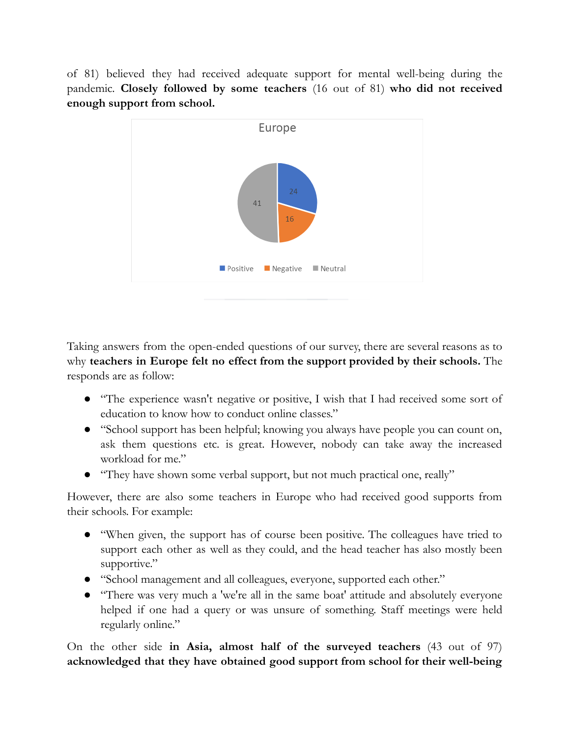of 81) believed they had received adequate support for mental well-being during the pandemic. **Closely followed by some teachers** (16 out of 81) **who did not received enough support from school.**

Taking answers from the open-ended questions of our survey, there are several reasons as to why **teachers in Europe felt no effect from the support provided by their schools.** The responds are as follow:

- "The experience wasn't negative or positive, I wish that I had received some sort of education to know how to conduct online classes."
- "School support has been helpful; knowing you always have people you can count on, ask them questions etc. is great. However, nobody can take away the increased workload for me."
- "They have shown some verbal support, but not much practical one, really"

However, there are also some teachers in Europe who had received good supports from their schools. For example:

- "When given, the support has of course been positive. The colleagues have tried to support each other as well as they could, and the head teacher has also mostly been supportive."
- "School management and all colleagues, everyone, supported each other."
- "There was very much a 'we're all in the same boat' attitude and absolutely everyone helped if one had a query or was unsure of something. Staff meetings were held regularly online."

On the other side **in Asia, almost half of the surveyed teachers** (43 out of 97) **acknowledged that they have obtained good support from school for their well-being**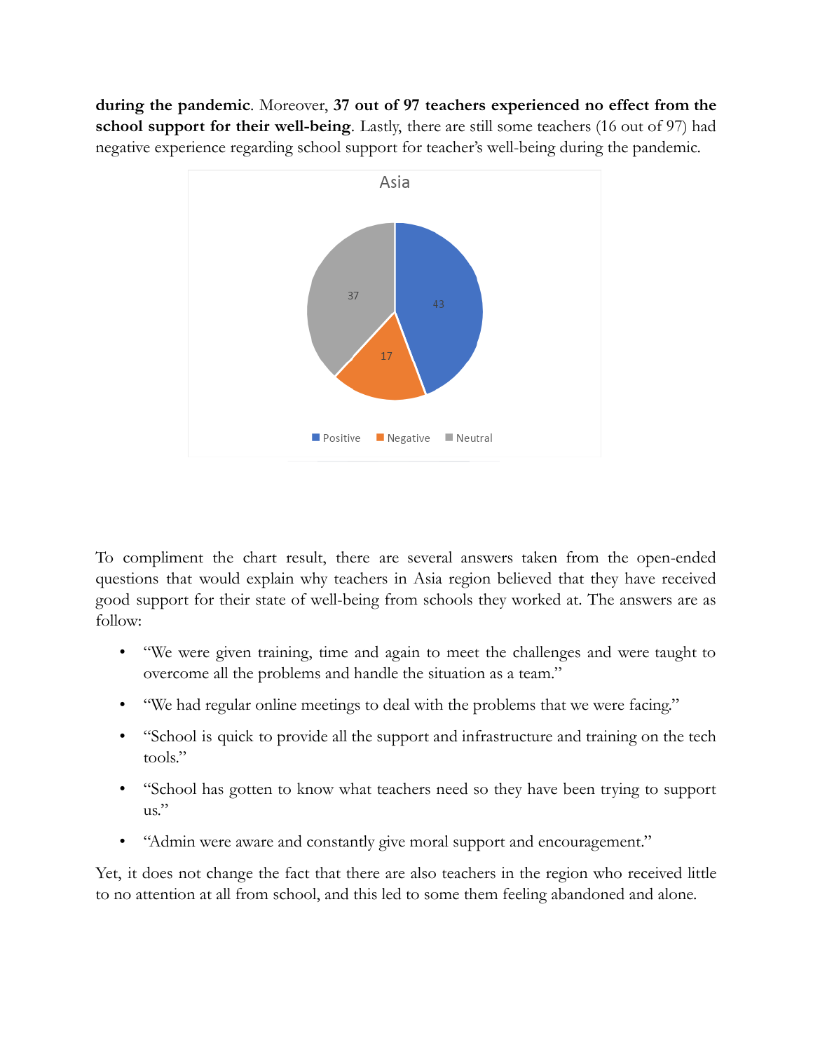**during the pandemic**. Moreover, **37 out of 97 teachers experienced no effect from the school support for their well-being**. Lastly, there are still some teachers (16 out of 97) had negative experience regarding school support for teacher's well-being during the pandemic.

To compliment the chart result, there are several answers taken from the open-ended questions that would explain why teachers in Asia region believed that they have received good support for their state of well-being from schools they worked at. The answers are as follow:

- "We were given training, time and again to meet the challenges and were taught to overcome all the problems and handle the situation as a team."
- "We had regular online meetings to deal with the problems that we were facing."
- "School is quick to provide all the support and infrastructure and training on the tech tools."
- "School has gotten to know what teachers need so they have been trying to support us."
- "Admin were aware and constantly give moral support and encouragement."

Yet, it does not change the fact that there are also teachers in the region who received little to no attention at all from school, and this led to some them feeling abandoned and alone.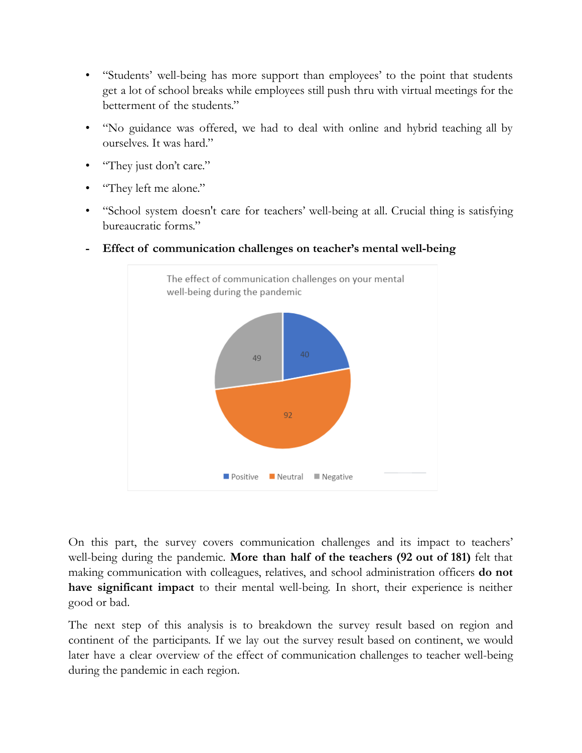- "Students' well-being has more support than employees' to the point that students get a lot of school breaks while employees still push thru with virtual meetings for the betterment of the students."
- "No guidance was offered, we had to deal with online and hybrid teaching all by ourselves. It was hard."
- "They just don't care."
- "They left me alone."
- "School system doesn't care for teachers' well-being at all. Crucial thing is satisfying bureaucratic forms."

- **Effect of communication challenges on teacher's mental well-being**

The effect of communication challenges on your mental well-being during the pandemic

| Positive | Neutral | Negative |
| --- | --- | --- |
| 40 | 92 | 49 |

On this part, the survey covers communication challenges and its impact to teachers' well-being during the pandemic. **More than half of the teachers (92 out of 181)** felt that making communication with colleagues, relatives, and school administration officers **do not have significant impact** to their mental well-being. In short, their experience is neither good or bad.

The next step of this analysis is to breakdown the survey result based on region and continent of the participants. If we lay out the survey result based on continent, we would later have a clear overview of the effect of communication challenges to teacher well-being during the pandemic in each region.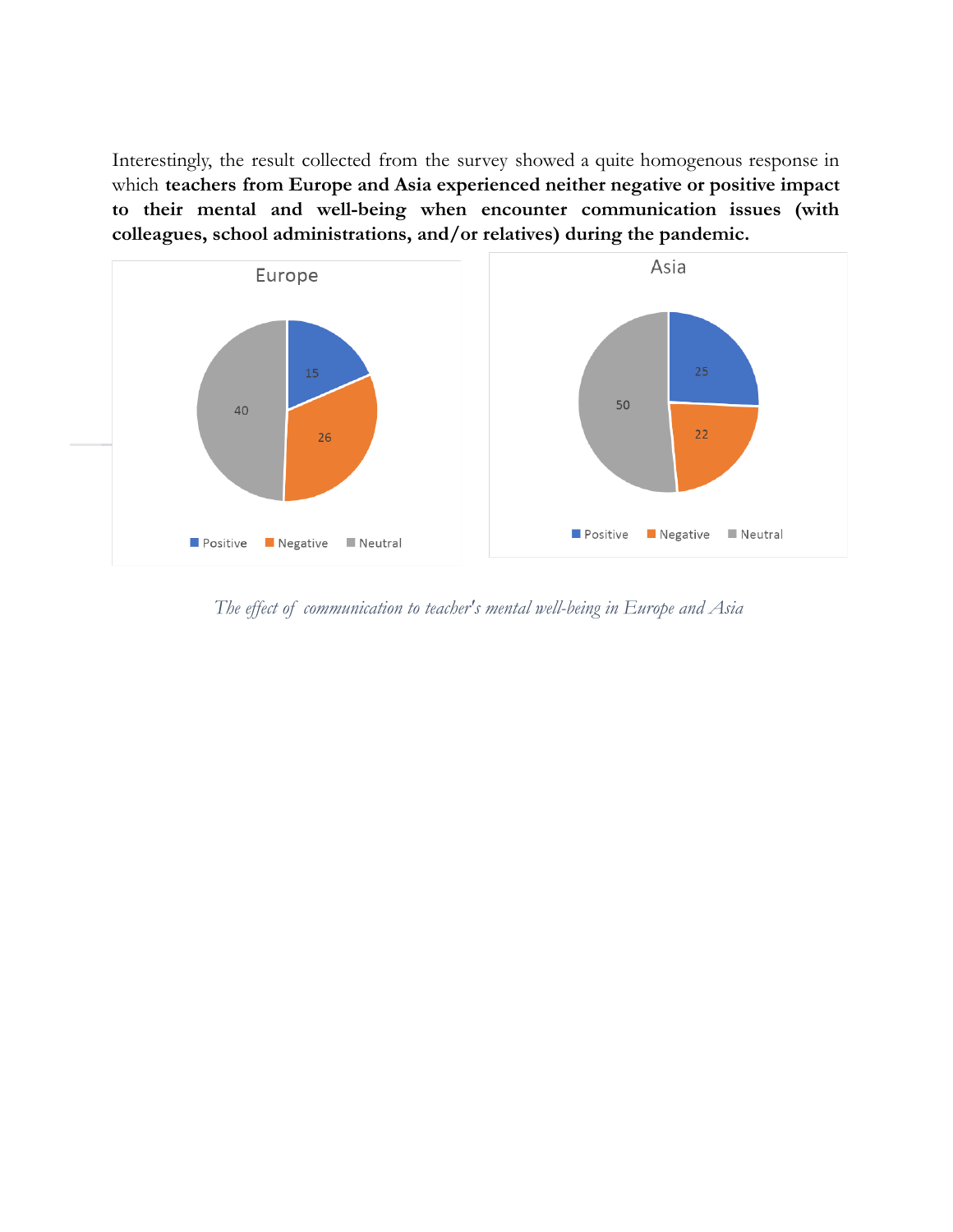Interestingly, the result collected from the survey showed a quite homogenous response in which **teachers from Europe and Asia experienced neither negative or positive impact to their mental and well-being when encounter communication issues (with colleagues, school administrations, and/or relatives) during the pandemic.**

*The effect of communication to teacher's mental well-being in Europe and Asia*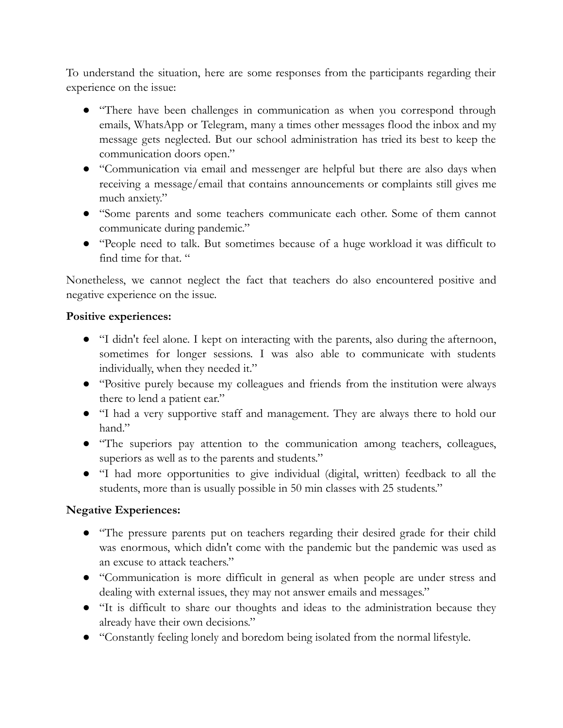To understand the situation, here are some responses from the participants regarding their experience on the issue:

- "There have been challenges in communication as when you correspond through emails, WhatsApp or Telegram, many a times other messages flood the inbox and my message gets neglected. But our school administration has tried its best to keep the communication doors open."
- "Communication via email and messenger are helpful but there are also days when receiving a message/email that contains announcements or complaints still gives me much anxiety."
- "Some parents and some teachers communicate each other. Some of them cannot communicate during pandemic."
- "People need to talk. But sometimes because of a huge workload it was difficult to find time for that. "

Nonetheless, we cannot neglect the fact that teachers do also encountered positive and negative experience on the issue.

**Positive experiences:**

- "I didn't feel alone. I kept on interacting with the parents, also during the afternoon, sometimes for longer sessions. I was also able to communicate with students individually, when they needed it."
- "Positive purely because my colleagues and friends from the institution were always there to lend a patient ear."
- "I had a very supportive staff and management. They are always there to hold our hand."
- "The superiors pay attention to the communication among teachers, colleagues, superiors as well as to the parents and students."
- "I had more opportunities to give individual (digital, written) feedback to all the students, more than is usually possible in 50 min classes with 25 students."

**Negative Experiences:**

- "The pressure parents put on teachers regarding their desired grade for their child was enormous, which didn't come with the pandemic but the pandemic was used as an excuse to attack teachers."
- "Communication is more difficult in general as when people are under stress and dealing with external issues, they may not answer emails and messages."
- "It is difficult to share our thoughts and ideas to the administration because they already have their own decisions."
- "Constantly feeling lonely and boredom being isolated from the normal lifestyle.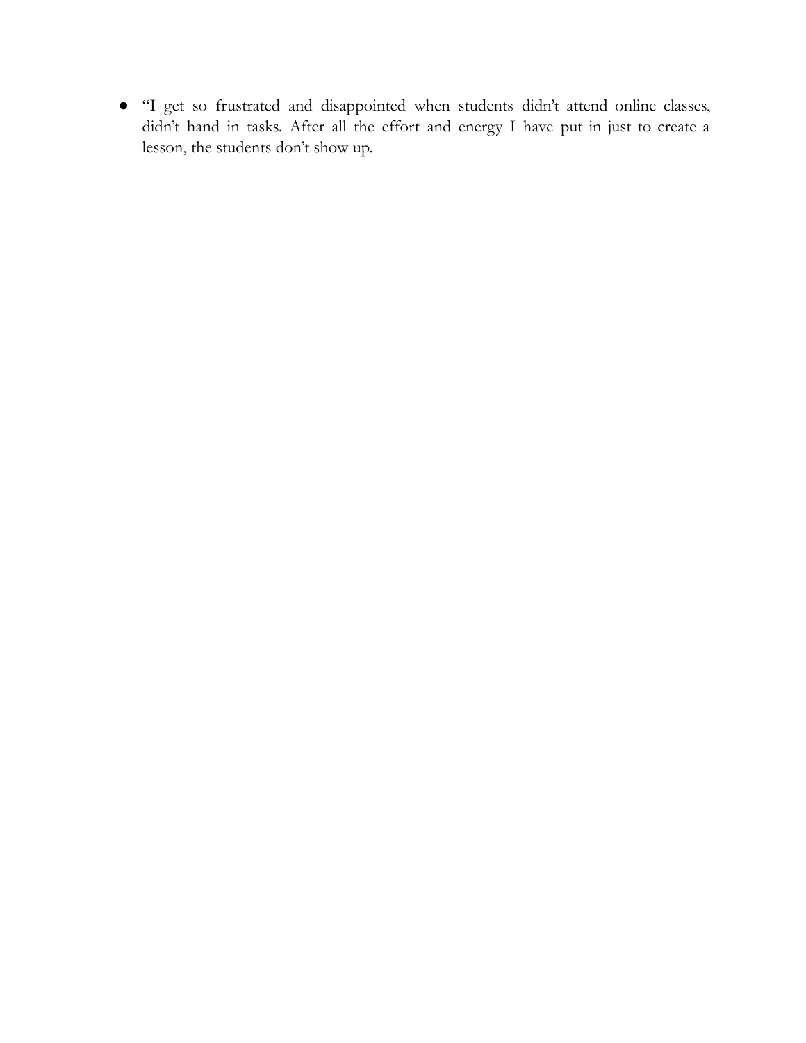- "I get so frustrated and disappointed when students didn't attend online classes, didn't hand in tasks. After all the effort and energy I have put in just to create a lesson, the students don't show up.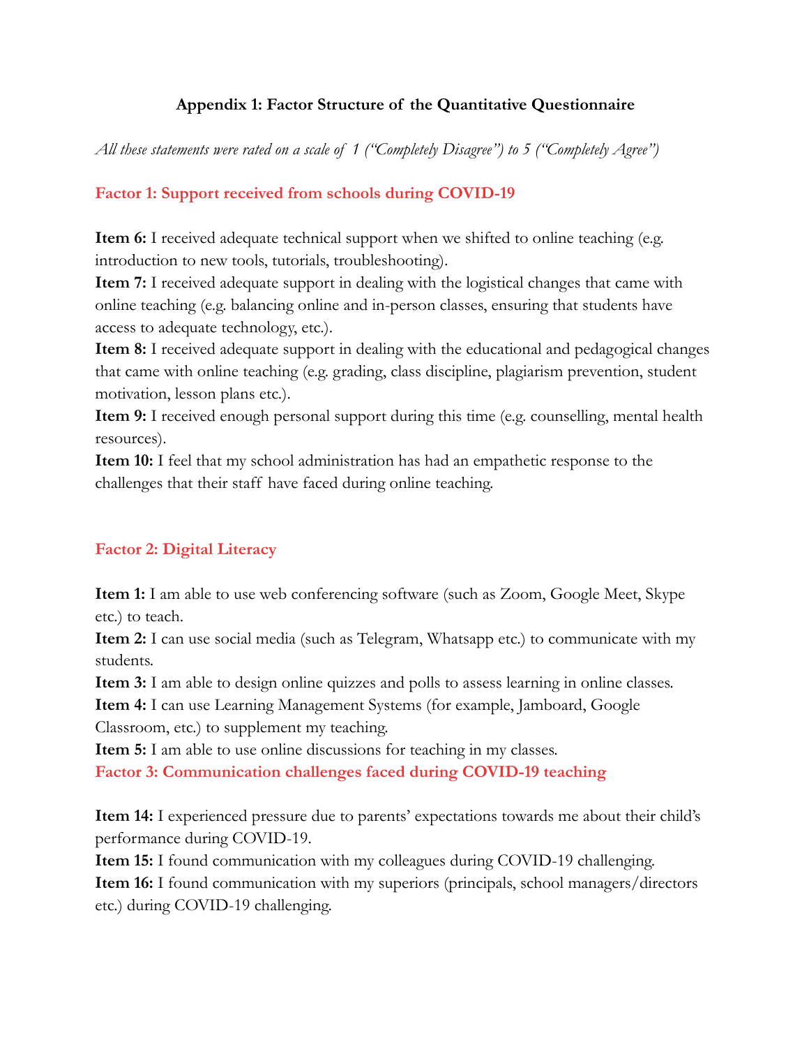# Appendix 1: Factor Structure of the Quantitative Questionnaire

*All these statements were rated on a scale of 1 ("Completely Disagree") to 5 ("Completely Agree")*

## Factor 1: Support received from schools during COVID-19

**Item 6:** I received adequate technical support when we shifted to online teaching (e.g. introduction to new tools, tutorials, troubleshooting).
**Item 7:** I received adequate support in dealing with the logistical changes that came with online teaching (e.g. balancing online and in-person classes, ensuring that students have access to adequate technology, etc.).
**Item 8:** I received adequate support in dealing with the educational and pedagogical changes that came with online teaching (e.g. grading, class discipline, plagiarism prevention, student motivation, lesson plans etc.).
**Item 9:** I received enough personal support during this time (e.g. counselling, mental health resources).
**Item 10:** I feel that my school administration has had an empathetic response to the challenges that their staff have faced during online teaching.

## Factor 2: Digital Literacy

**Item 1:** I am able to use web conferencing software (such as Zoom, Google Meet, Skype etc.) to teach.
**Item 2:** I can use social media (such as Telegram, Whatsapp etc.) to communicate with my students.
**Item 3:** I am able to design online quizzes and polls to assess learning in online classes.
**Item 4:** I can use Learning Management Systems (for example, Jamboard, Google Classroom, etc.) to supplement my teaching.
**Item 5:** I am able to use online discussions for teaching in my classes.

## Factor 3: Communication challenges faced during COVID-19 teaching

**Item 14:** I experienced pressure due to parents' expectations towards me about their child's performance during COVID-19.
**Item 15:** I found communication with my colleagues during COVID-19 challenging.
**Item 16:** I found communication with my superiors (principals, school managers/directors etc.) during COVID-19 challenging.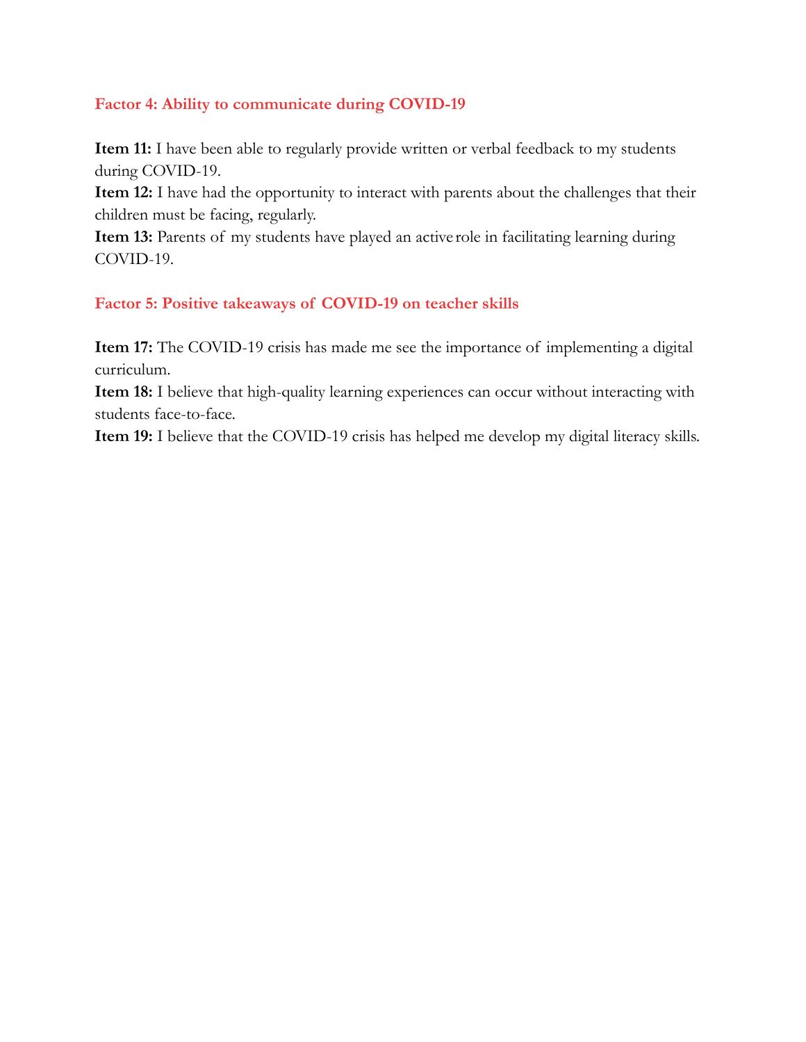### Factor 4: Ability to communicate during COVID-19

**Item 11:** I have been able to regularly provide written or verbal feedback to my students during COVID-19.
**Item 12:** I have had the opportunity to interact with parents about the challenges that their children must be facing, regularly.
**Item 13:** Parents of my students have played an active role in facilitating learning during COVID-19.

### Factor 5: Positive takeaways of COVID-19 on teacher skills

**Item 17:** The COVID-19 crisis has made me see the importance of implementing a digital curriculum.
**Item 18:** I believe that high-quality learning experiences can occur without interacting with students face-to-face.
**Item 19:** I believe that the COVID-19 crisis has helped me develop my digital literacy skills.